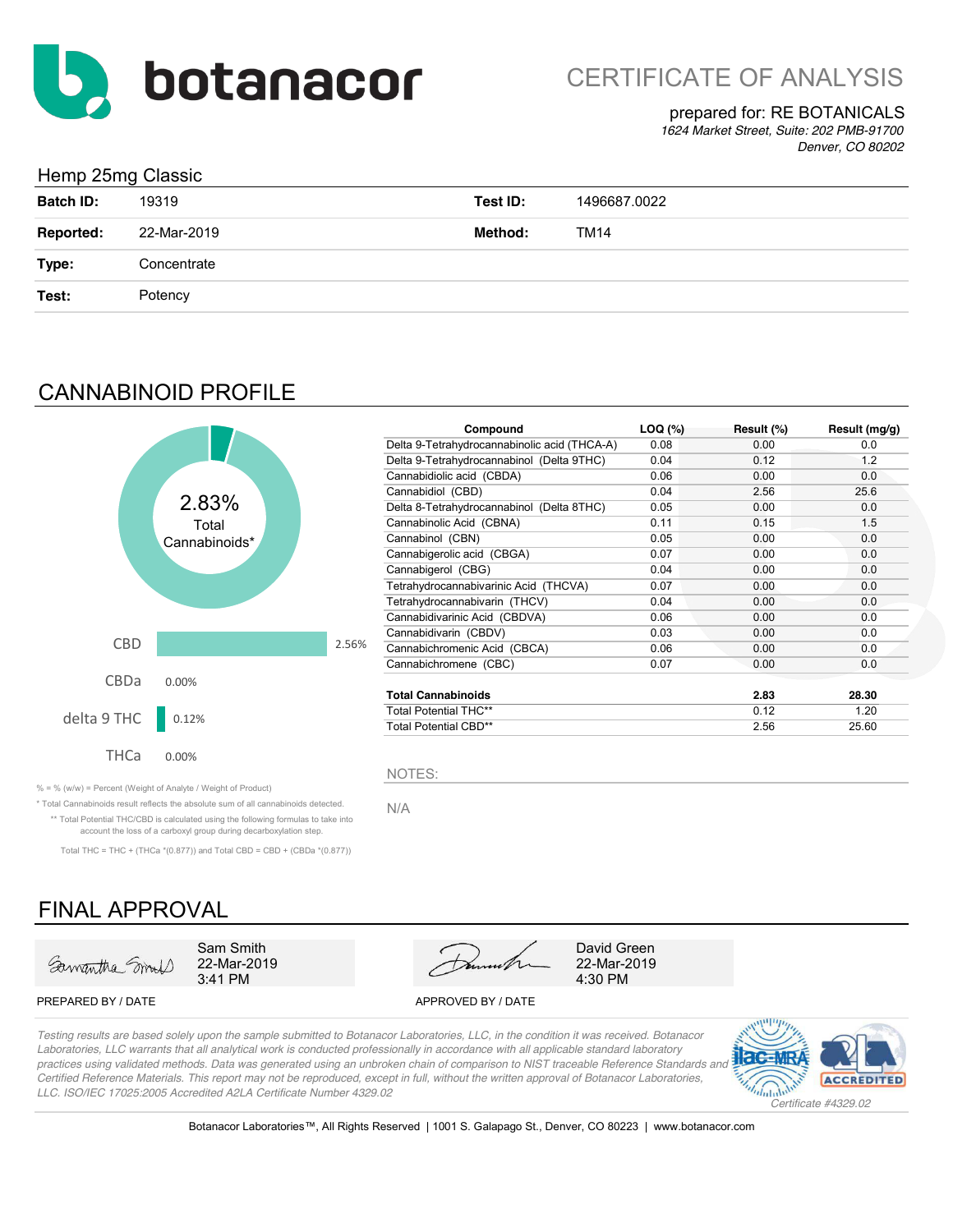botanacor

# CERTIFICATE OF ANALYSIS

prepared for: RE BOTANICALS

*1624 Market Street, Suite: 202 PMB-91700*
*Denver, CO 80202*

## Hemp 25mg Classic

| | | | |
|---|---|---|---|
| **Batch ID:** | 19319 | **Test ID:** | 1496687.0022 |
| **Reported:** | 22-Mar-2019 | **Method:** | TM14 |
| **Type:** | Concentrate | | |
| **Test:** | Potency | | |

## CANNABINOID PROFILE

2.83% Total Cannabinoids*

| | |
|---|---|
| CBD | 2.56% |
| CBDa | 0.00% |
| delta 9 THC | 0.12% |
| THCa | 0.00% |

| Compound | LOQ (%) | Result (%) | Result (mg/g) |
|---|---|---|---|
| Delta 9-Tetrahydrocannabinolic acid (THCA-A) | 0.08 | 0.00 | 0.0 |
| Delta 9-Tetrahydrocannabinol (Delta 9THC) | 0.04 | 0.12 | 1.2 |
| Cannabidiolic acid (CBDA) | 0.06 | 0.00 | 0.0 |
| Cannabidiol (CBD) | 0.04 | 2.56 | 25.6 |
| Delta 8-Tetrahydrocannabinol (Delta 8THC) | 0.05 | 0.00 | 0.0 |
| Cannabinolic Acid (CBNA) | 0.11 | 0.15 | 1.5 |
| Cannabinol (CBN) | 0.05 | 0.00 | 0.0 |
| Cannabigerolic acid (CBGA) | 0.07 | 0.00 | 0.0 |
| Cannabigerol (CBG) | 0.04 | 0.00 | 0.0 |
| Tetrahydrocannabivarinic Acid (THCVA) | 0.07 | 0.00 | 0.0 |
| Tetrahydrocannabivarin (THCV) | 0.04 | 0.00 | 0.0 |
| Cannabidivarinic Acid (CBDVA) | 0.06 | 0.00 | 0.0 |
| Cannabidivarin (CBDV) | 0.03 | 0.00 | 0.0 |
| Cannabichromenic Acid (CBCA) | 0.06 | 0.00 | 0.0 |
| Cannabichromene (CBC) | 0.07 | 0.00 | 0.0 |
| **Total Cannabinoids** | | **2.83** | **28.30** |
| Total Potential THC** | | 0.12 | 1.20 |
| Total Potential CBD** | | 2.56 | 25.60 |

% = % (w/w) = Percent (Weight of Analyte / Weight of Product)

* Total Cannabinoids result reflects the absolute sum of all cannabinoids detected.

** Total Potential THC/CBD is calculated using the following formulas to take into account the loss of a carboxyl group during decarboxylation step.

Total THC = THC + (THCa *(0.877)) and Total CBD = CBD + (CBDa *(0.877))

NOTES:

N/A

## FINAL APPROVAL

Sam Smith
22-Mar-2019
3:41 PM

PREPARED BY / DATE

David Green
22-Mar-2019
4:30 PM

APPROVED BY / DATE

*Testing results are based solely upon the sample submitted to Botanacor Laboratories, LLC, in the condition it was received. Botanacor Laboratories, LLC warrants that all analytical work is conducted professionally in accordance with all applicable standard laboratory practices using validated methods. Data was generated using an unbroken chain of comparison to NIST traceable Reference Standards and Certified Reference Materials. This report may not be reproduced, except in full, without the written approval of Botanacor Laboratories, LLC. ISO/IEC 17025:2005 Accredited A2LA Certificate Number 4329.02*

*Certificate #4329.02*

Botanacor Laboratories™, All Rights Reserved | 1001 S. Galapago St., Denver, CO 80223 | www.botanacor.com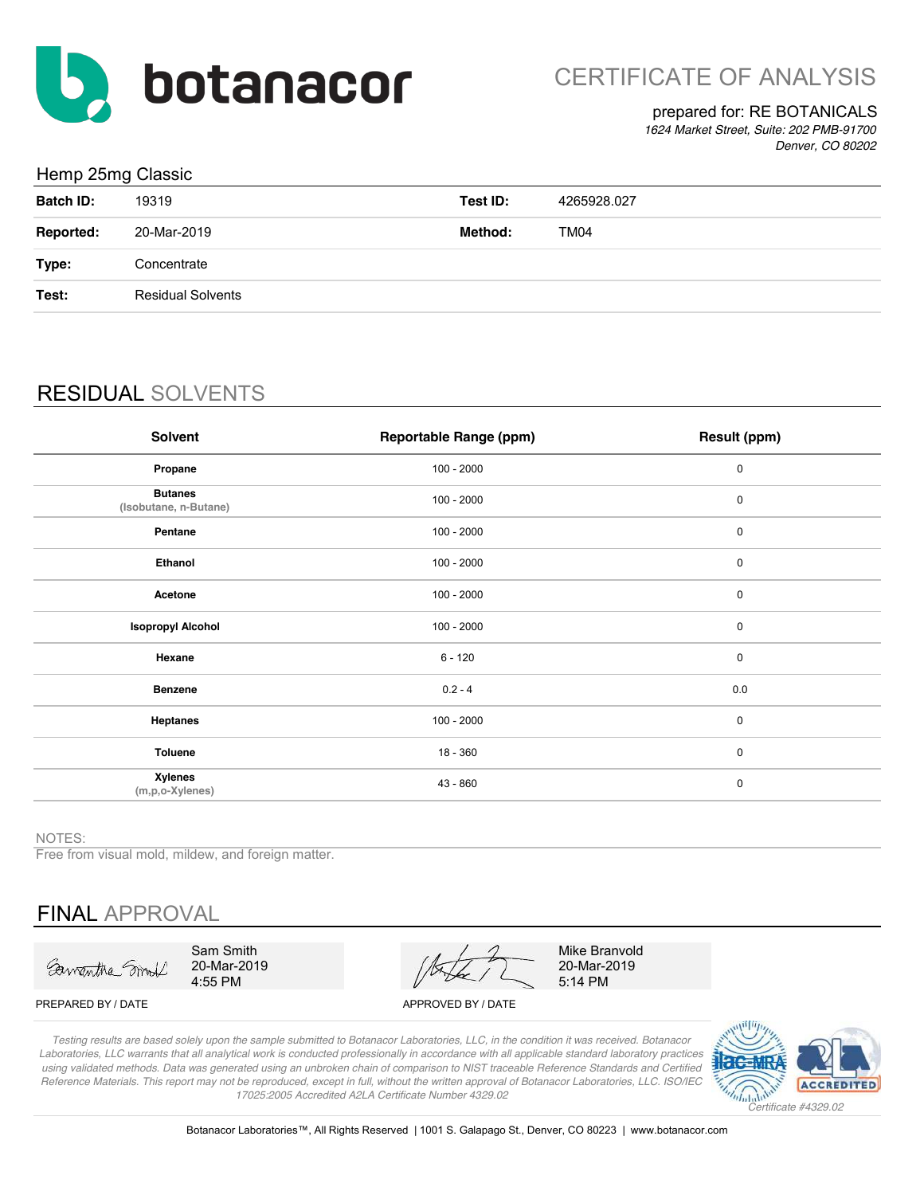botanacor

# CERTIFICATE OF ANALYSIS

prepared for: RE BOTANICALS
*1624 Market Street, Suite: 202 PMB-91700*
*Denver, CO 80202*

Hemp 25mg Classic

| | | | |
|---|---|---|---|
| **Batch ID:** | 19319 | **Test ID:** | 4265928.027 |
| **Reported:** | 20-Mar-2019 | **Method:** | TM04 |
| **Type:** | Concentrate | | |
| **Test:** | Residual Solvents | | |

## RESIDUAL SOLVENTS

| Solvent | Reportable Range (ppm) | Result (ppm) |
|---|---|---|
| **Propane** | 100 - 2000 | 0 |
| **Butanes** (Isobutane, n-Butane) | 100 - 2000 | 0 |
| **Pentane** | 100 - 2000 | 0 |
| **Ethanol** | 100 - 2000 | 0 |
| **Acetone** | 100 - 2000 | 0 |
| **Isopropyl Alcohol** | 100 - 2000 | 0 |
| **Hexane** | 6 - 120 | 0 |
| **Benzene** | 0.2 - 4 | 0.0 |
| **Heptanes** | 100 - 2000 | 0 |
| **Toluene** | 18 - 360 | 0 |
| **Xylenes** (m,p,o-Xylenes) | 43 - 860 | 0 |

NOTES:
Free from visual mold, mildew, and foreign matter.

## FINAL APPROVAL

| PREPARED BY / DATE | APPROVED BY / DATE |
|---|---|
| Sam Smith<br>20-Mar-2019<br>4:55 PM | Mike Branvold<br>20-Mar-2019<br>5:14 PM |

*Testing results are based solely upon the sample submitted to Botanacor Laboratories, LLC, in the condition it was received. Botanacor Laboratories, LLC warrants that all analytical work is conducted professionally in accordance with all applicable standard laboratory practices using validated methods. Data was generated using an unbroken chain of comparison to NIST traceable Reference Standards and Certified Reference Materials. This report may not be reproduced, except in full, without the written approval of Botanacor Laboratories, LLC. ISO/IEC 17025:2005 Accredited A2LA Certificate Number 4329.02*

ilac-MRA A2LA ACCREDITED *Certificate #4329.02*

Botanacor Laboratories™, All Rights Reserved | 1001 S. Galapago St., Denver, CO 80223 | www.botanacor.com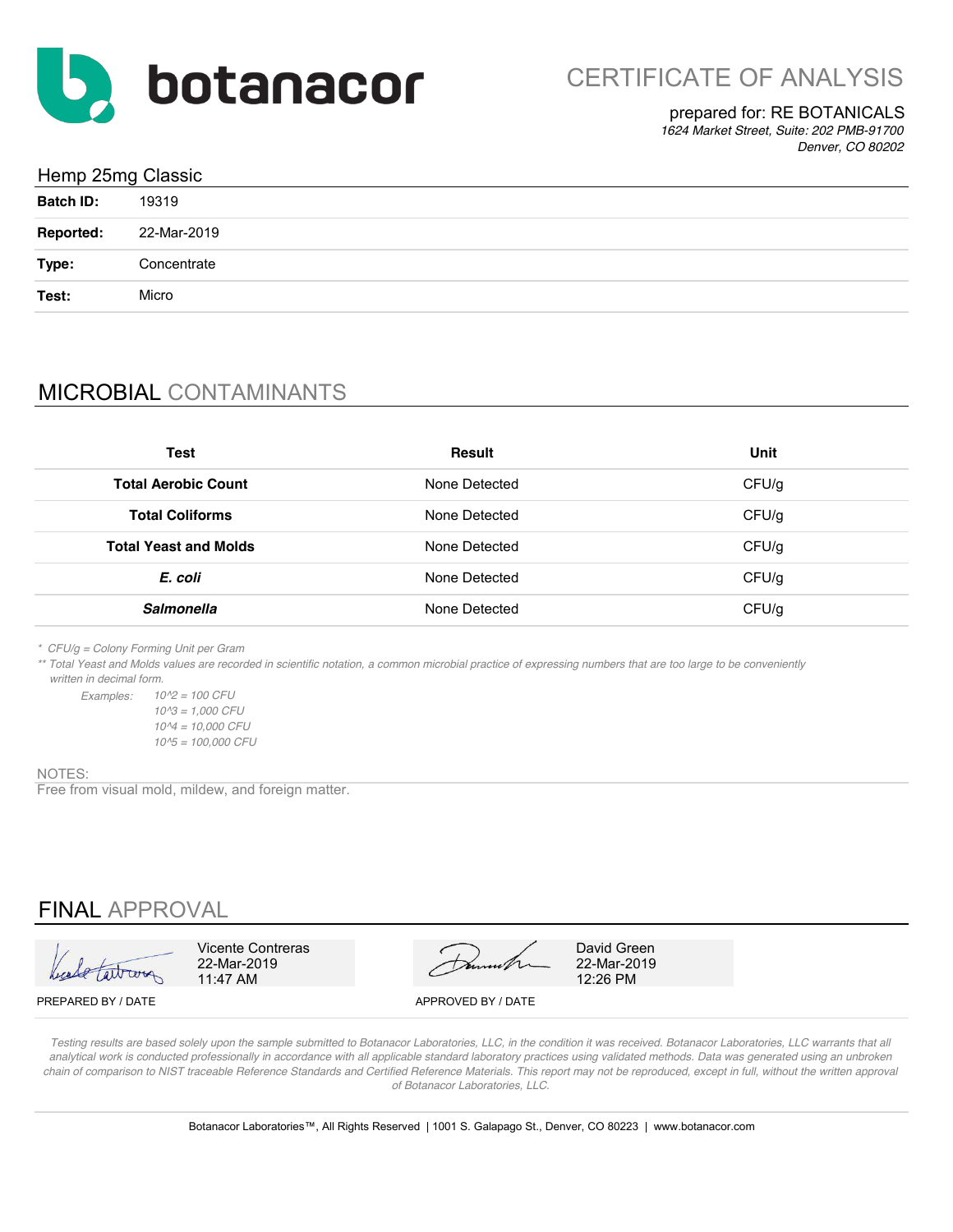botanacor

# CERTIFICATE OF ANALYSIS

prepared for: RE BOTANICALS
*1624 Market Street, Suite: 202 PMB-91700*
*Denver, CO 80202*

## Hemp 25mg Classic

| | |
|---|---|
| **Batch ID:** | 19319 |
| **Reported:** | 22-Mar-2019 |
| **Type:** | Concentrate |
| **Test:** | Micro |

## MICROBIAL CONTAMINANTS

| Test | Result | Unit |
|---|---|---|
| **Total Aerobic Count** | None Detected | CFU/g |
| **Total Coliforms** | None Detected | CFU/g |
| **Total Yeast and Molds** | None Detected | CFU/g |
| ***E. coli*** | None Detected | CFU/g |
| ***Salmonella*** | None Detected | CFU/g |

*\* CFU/g = Colony Forming Unit per Gram*

*\*\* Total Yeast and Molds values are recorded in scientific notation, a common microbial practice of expressing numbers that are too large to be conveniently written in decimal form.*

*Examples:* *10^2 = 100 CFU*
*10^3 = 1,000 CFU*
*10^4 = 10,000 CFU*
*10^5 = 100,000 CFU*

NOTES:
Free from visual mold, mildew, and foreign matter.

## FINAL APPROVAL

| PREPARED BY / DATE | APPROVED BY / DATE |
|---|---|
| Vicente Contreras<br>22-Mar-2019<br>11:47 AM | David Green<br>22-Mar-2019<br>12:26 PM |

*Testing results are based solely upon the sample submitted to Botanacor Laboratories, LLC, in the condition it was received. Botanacor Laboratories, LLC warrants that all analytical work is conducted professionally in accordance with all applicable standard laboratory practices using validated methods. Data was generated using an unbroken chain of comparison to NIST traceable Reference Standards and Certified Reference Materials. This report may not be reproduced, except in full, without the written approval of Botanacor Laboratories, LLC.*

Botanacor Laboratories™, All Rights Reserved | 1001 S. Galapago St., Denver, CO 80223 | www.botanacor.com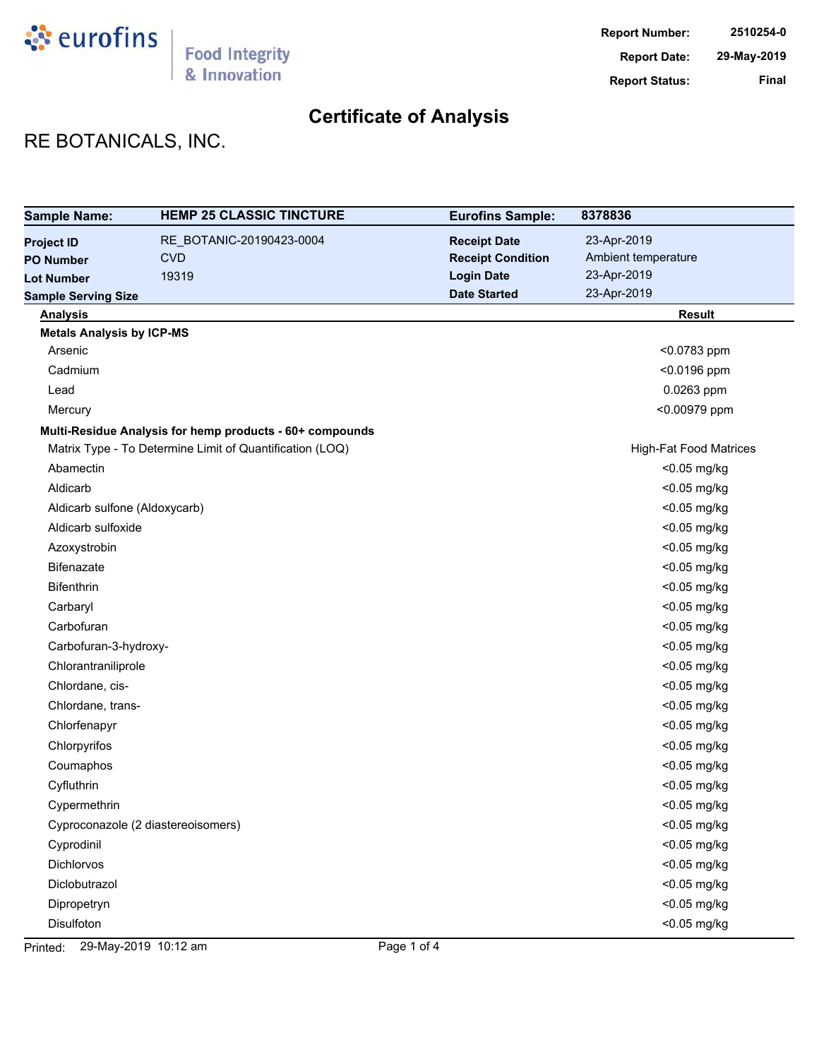eurofins | Food Integrity & Innovation

**Report Number:** 2510254-0
**Report Date:** 29-May-2019
**Report Status:** Final

# Certificate of Analysis

## RE BOTANICALS, INC.

| **Sample Name:** | **HEMP 25 CLASSIC TINCTURE** | **Eurofins Sample:** | **8378836** |
|---|---|---|---|
| **Project ID** | RE_BOTANIC-20190423-0004 | **Receipt Date** | 23-Apr-2019 |
| **PO Number** | CVD | **Receipt Condition** | Ambient temperature |
| **Lot Number** | 19319 | **Login Date** | 23-Apr-2019 |
| **Sample Serving Size** | | **Date Started** | 23-Apr-2019 |

| Analysis | Result |
|---|---|
| **Metals Analysis by ICP-MS** | |
| Arsenic | <0.0783 ppm |
| Cadmium | <0.0196 ppm |
| Lead | 0.0263 ppm |
| Mercury | <0.00979 ppm |
| **Multi-Residue Analysis for hemp products - 60+ compounds** | |
| Matrix Type - To Determine Limit of Quantification (LOQ) | High-Fat Food Matrices |
| Abamectin | <0.05 mg/kg |
| Aldicarb | <0.05 mg/kg |
| Aldicarb sulfone (Aldoxycarb) | <0.05 mg/kg |
| Aldicarb sulfoxide | <0.05 mg/kg |
| Azoxystrobin | <0.05 mg/kg |
| Bifenazate | <0.05 mg/kg |
| Bifenthrin | <0.05 mg/kg |
| Carbaryl | <0.05 mg/kg |
| Carbofuran | <0.05 mg/kg |
| Carbofuran-3-hydroxy- | <0.05 mg/kg |
| Chlorantraniliprole | <0.05 mg/kg |
| Chlordane, cis- | <0.05 mg/kg |
| Chlordane, trans- | <0.05 mg/kg |
| Chlorfenapyr | <0.05 mg/kg |
| Chlorpyrifos | <0.05 mg/kg |
| Coumaphos | <0.05 mg/kg |
| Cyfluthrin | <0.05 mg/kg |
| Cypermethrin | <0.05 mg/kg |
| Cyproconazole (2 diastereoisomers) | <0.05 mg/kg |
| Cyprodinil | <0.05 mg/kg |
| Dichlorvos | <0.05 mg/kg |
| Diclobutrazol | <0.05 mg/kg |
| Dipropetryn | <0.05 mg/kg |
| Disulfoton | <0.05 mg/kg |

Printed: 29-May-2019 10:12 am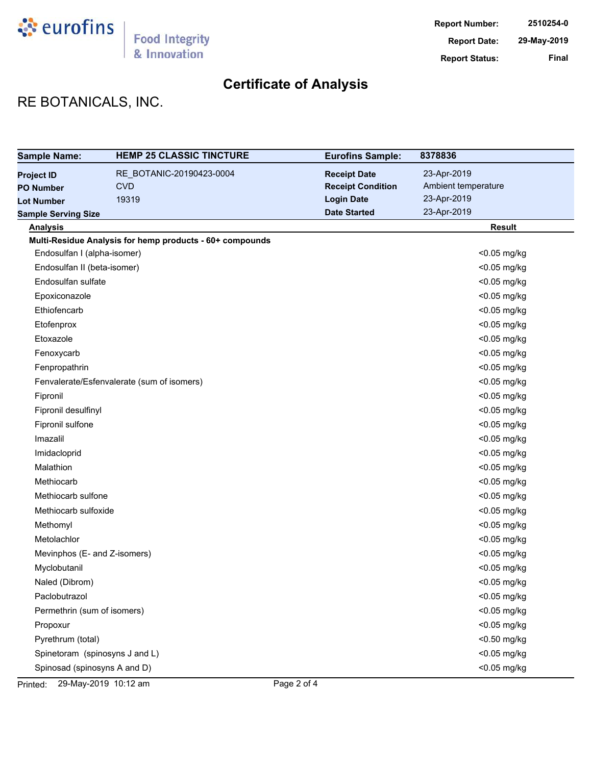# Certificate of Analysis

RE BOTANICALS, INC.

| Sample Name: | HEMP 25 CLASSIC TINCTURE | Eurofins Sample: | 8378836 |
|---|---|---|---|
| Project ID | RE_BOTANIC-20190423-0004 | Receipt Date | 23-Apr-2019 |
| PO Number | CVD | Receipt Condition | Ambient temperature |
| Lot Number | 19319 | Login Date | 23-Apr-2019 |
| Sample Serving Size | | Date Started | 23-Apr-2019 |

| Analysis | Result |
|---|---|
| **Multi-Residue Analysis for hemp products - 60+ compounds** | |
| Endosulfan I (alpha-isomer) | <0.05 mg/kg |
| Endosulfan II (beta-isomer) | <0.05 mg/kg |
| Endosulfan sulfate | <0.05 mg/kg |
| Epoxiconazole | <0.05 mg/kg |
| Ethiofencarb | <0.05 mg/kg |
| Etofenprox | <0.05 mg/kg |
| Etoxazole | <0.05 mg/kg |
| Fenoxycarb | <0.05 mg/kg |
| Fenpropathrin | <0.05 mg/kg |
| Fenvalerate/Esfenvalerate (sum of isomers) | <0.05 mg/kg |
| Fipronil | <0.05 mg/kg |
| Fipronil desulfinyl | <0.05 mg/kg |
| Fipronil sulfone | <0.05 mg/kg |
| Imazalil | <0.05 mg/kg |
| Imidacloprid | <0.05 mg/kg |
| Malathion | <0.05 mg/kg |
| Methiocarb | <0.05 mg/kg |
| Methiocarb sulfone | <0.05 mg/kg |
| Methiocarb sulfoxide | <0.05 mg/kg |
| Methomyl | <0.05 mg/kg |
| Metolachlor | <0.05 mg/kg |
| Mevinphos (E- and Z-isomers) | <0.05 mg/kg |
| Myclobutanil | <0.05 mg/kg |
| Naled (Dibrom) | <0.05 mg/kg |
| Paclobutrazol | <0.05 mg/kg |
| Permethrin (sum of isomers) | <0.05 mg/kg |
| Propoxur | <0.05 mg/kg |
| Pyrethrum (total) | <0.50 mg/kg |
| Spinetoram (spinosyns J and L) | <0.05 mg/kg |
| Spinosad (spinosyns A and D) | <0.05 mg/kg |

Printed: 29-May-2019 10:12 am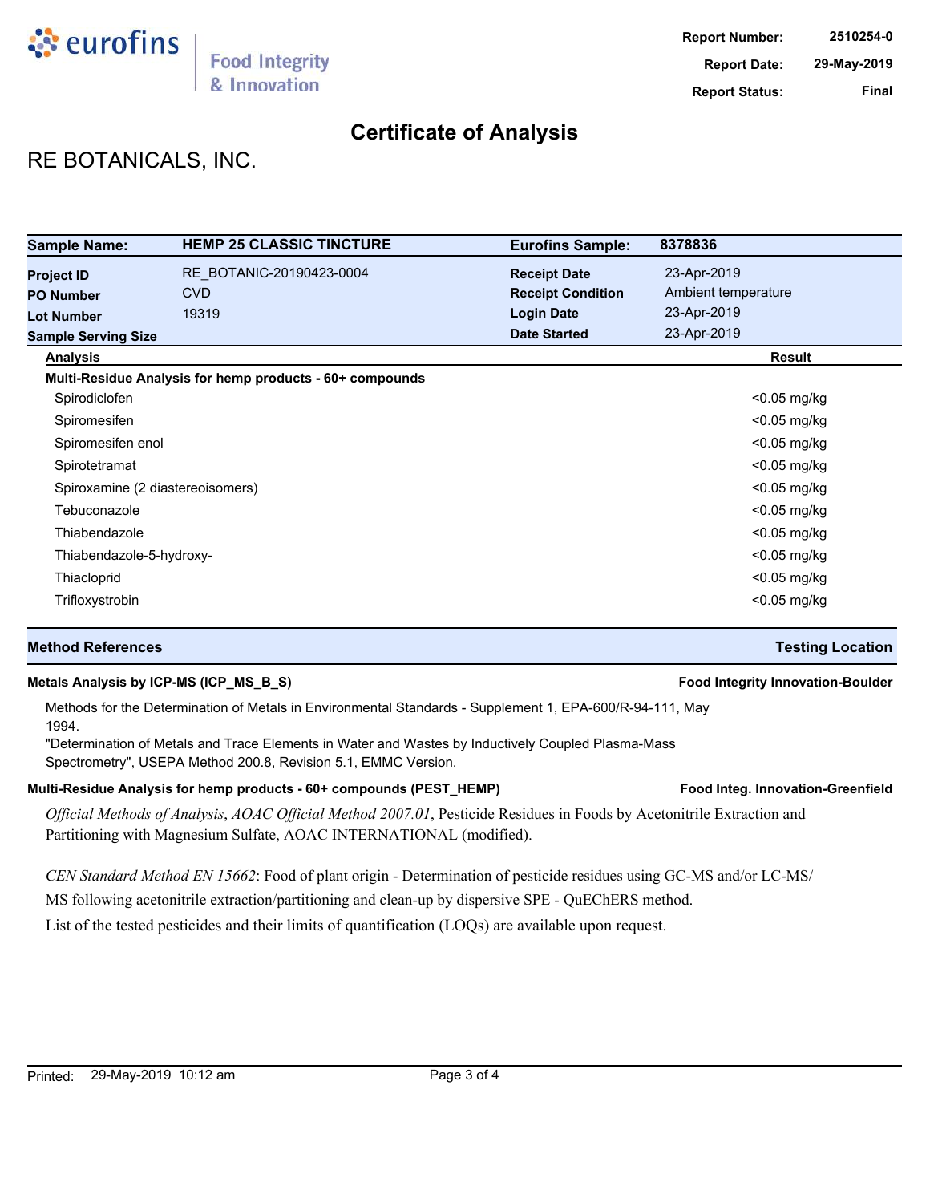**Report Number:** 2510254-0
**Report Date:** 29-May-2019
**Report Status:** Final

# Certificate of Analysis

## RE BOTANICALS, INC.

| **Sample Name:** | **HEMP 25 CLASSIC TINCTURE** | **Eurofins Sample:** | **8378836** |
|---|---|---|---|
| **Project ID** | RE_BOTANIC-20190423-0004 | **Receipt Date** | 23-Apr-2019 |
| **PO Number** | CVD | **Receipt Condition** | Ambient temperature |
| **Lot Number** | 19319 | **Login Date** | 23-Apr-2019 |
| **Sample Serving Size** | | **Date Started** | 23-Apr-2019 |

| Analysis | Result |
|---|---|
| **Multi-Residue Analysis for hemp products - 60+ compounds** | |
| Spirodiclofen | <0.05 mg/kg |
| Spiromesifen | <0.05 mg/kg |
| Spiromesifen enol | <0.05 mg/kg |
| Spirotetramat | <0.05 mg/kg |
| Spiroxamine (2 diastereoisomers) | <0.05 mg/kg |
| Tebuconazole | <0.05 mg/kg |
| Thiabendazole | <0.05 mg/kg |
| Thiabendazole-5-hydroxy- | <0.05 mg/kg |
| Thiacloprid | <0.05 mg/kg |
| Trifloxystrobin | <0.05 mg/kg |

| Method References | Testing Location |
|---|---|
| **Metals Analysis by ICP-MS (ICP_MS_B_S)** | **Food Integrity Innovation-Boulder** |

Methods for the Determination of Metals in Environmental Standards - Supplement 1, EPA-600/R-94-111, May 1994.
"Determination of Metals and Trace Elements in Water and Wastes by Inductively Coupled Plasma-Mass Spectrometry", USEPA Method 200.8, Revision 5.1, EMMC Version.

**Multi-Residue Analysis for hemp products - 60+ compounds (PEST_HEMP)** — **Food Integ. Innovation-Greenfield**

*Official Methods of Analysis*, *AOAC Official Method 2007.01*, Pesticide Residues in Foods by Acetonitrile Extraction and Partitioning with Magnesium Sulfate, AOAC INTERNATIONAL (modified).

*CEN Standard Method EN 15662*: Food of plant origin - Determination of pesticide residues using GC-MS and/or LC-MS/MS following acetonitrile extraction/partitioning and clean-up by dispersive SPE - QuEChERS method.
List of the tested pesticides and their limits of quantification (LOQs) are available upon request.

Printed: 29-May-2019 10:12 am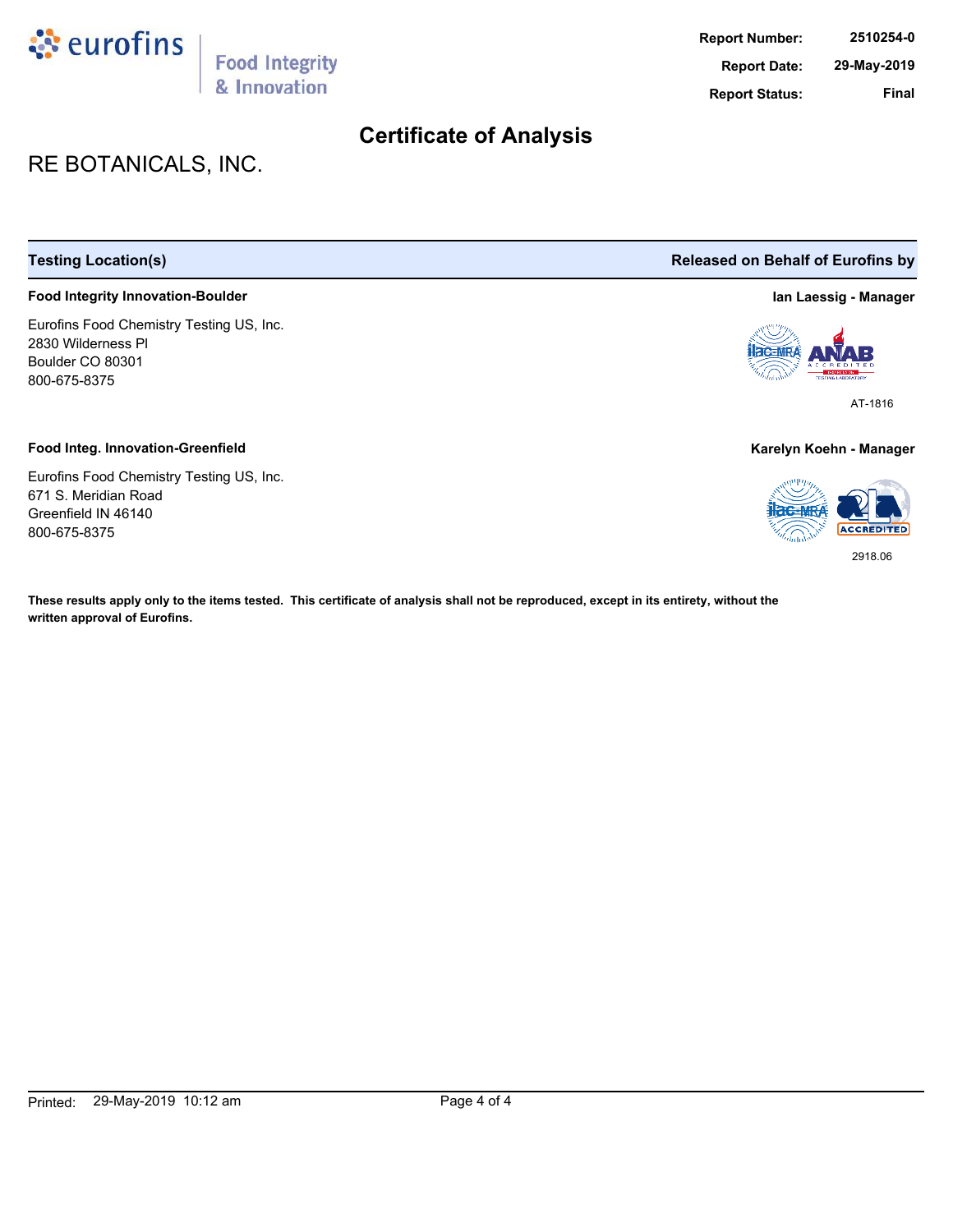Report Number: 2510254-0
Report Date: 29-May-2019
Report Status: Final

# Certificate of Analysis

## RE BOTANICALS, INC.

| Testing Location(s) | Released on Behalf of Eurofins by |
| --- | --- |
| **Food Integrity Innovation-Boulder**<br>Eurofins Food Chemistry Testing US, Inc.<br>2830 Wilderness Pl<br>Boulder CO 80301<br>800-675-8375 | **Ian Laessig - Manager**<br>AT-1816 |
| **Food Integ. Innovation-Greenfield**<br>Eurofins Food Chemistry Testing US, Inc.<br>671 S. Meridian Road<br>Greenfield IN 46140<br>800-675-8375 | **Karelyn Koehn - Manager**<br>2918.06 |

**These results apply only to the items tested. This certificate of analysis shall not be reproduced, except in its entirety, without the written approval of Eurofins.**

Printed: 29-May-2019 10:12 am